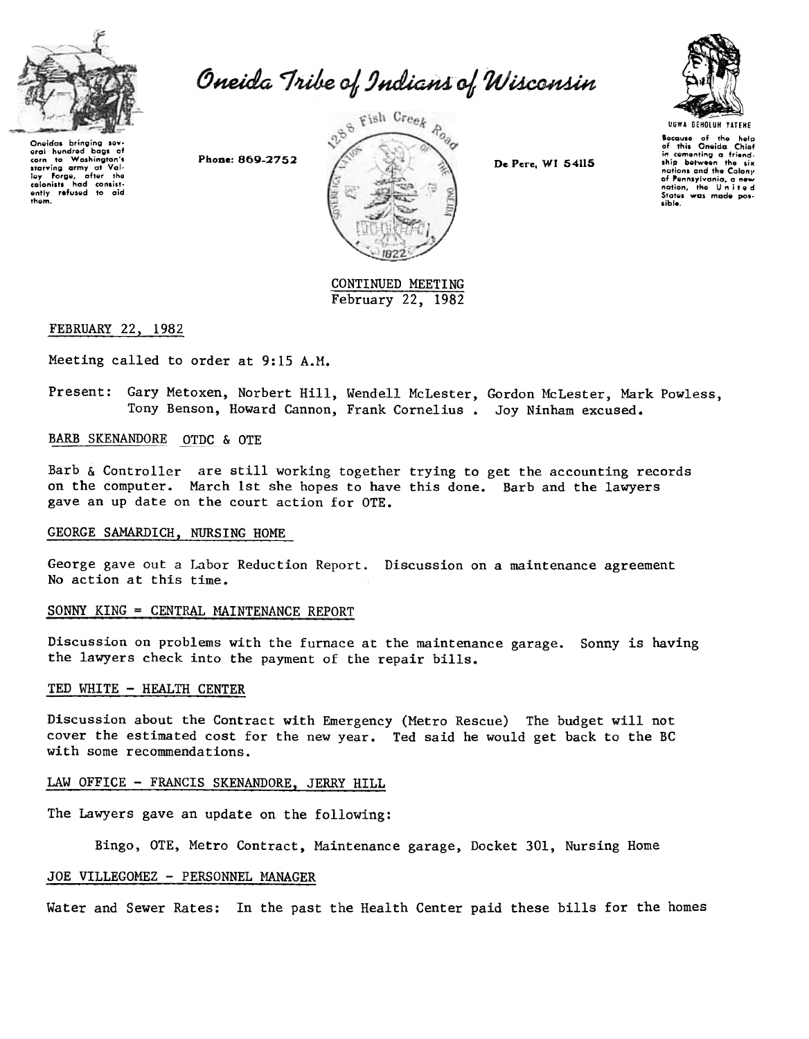# Oneida Tribe of Indians of Wisconsin

Oneidas bringing several hundred bags of corn to Washington's starving army at Valley Forge, after the colonists had consistently refused to aid them.

Phone: 869-2752

1288 Fish Creek Road

De Pere, WI 54115

UGWA DEHOLUH YATEHE

Because of the help of this Oneida Chief in cementing a friendship between the six nations and the Colony of Pennsylvania, a new nation, the United States was made possible.

CONTINUED MEETING
February 22, 1982

FEBRUARY 22, 1982

Meeting called to order at 9:15 A.M.

Present: Gary Metoxen, Norbert Hill, Wendell McLester, Gordon McLester, Mark Powless, Tony Benson, Howard Cannon, Frank Cornelius . Joy Ninham excused.

BARB SKENANDORE OTDC & OTE

Barb & Controller are still working together trying to get the accounting records on the computer. March 1st she hopes to have this done. Barb and the lawyers gave an up date on the court action for OTE.

GEORGE SAMARDICH, NURSING HOME

George gave out a Labor Reduction Report. Discussion on a maintenance agreement No action at this time.

SONNY KING = CENTRAL MAINTENANCE REPORT

Discussion on problems with the furnace at the maintenance garage. Sonny is having the lawyers check into the payment of the repair bills.

TED WHITE - HEALTH CENTER

Discussion about the Contract with Emergency (Metro Rescue) The budget will not cover the estimated cost for the new year. Ted said he would get back to the BC with some recommendations.

LAW OFFICE - FRANCIS SKENANDORE, JERRY HILL

The Lawyers gave an update on the following:

Bingo, OTE, Metro Contract, Maintenance garage, Docket 301, Nursing Home

JOE VILLEGOMEZ - PERSONNEL MANAGER

Water and Sewer Rates: In the past the Health Center paid these bills for the homes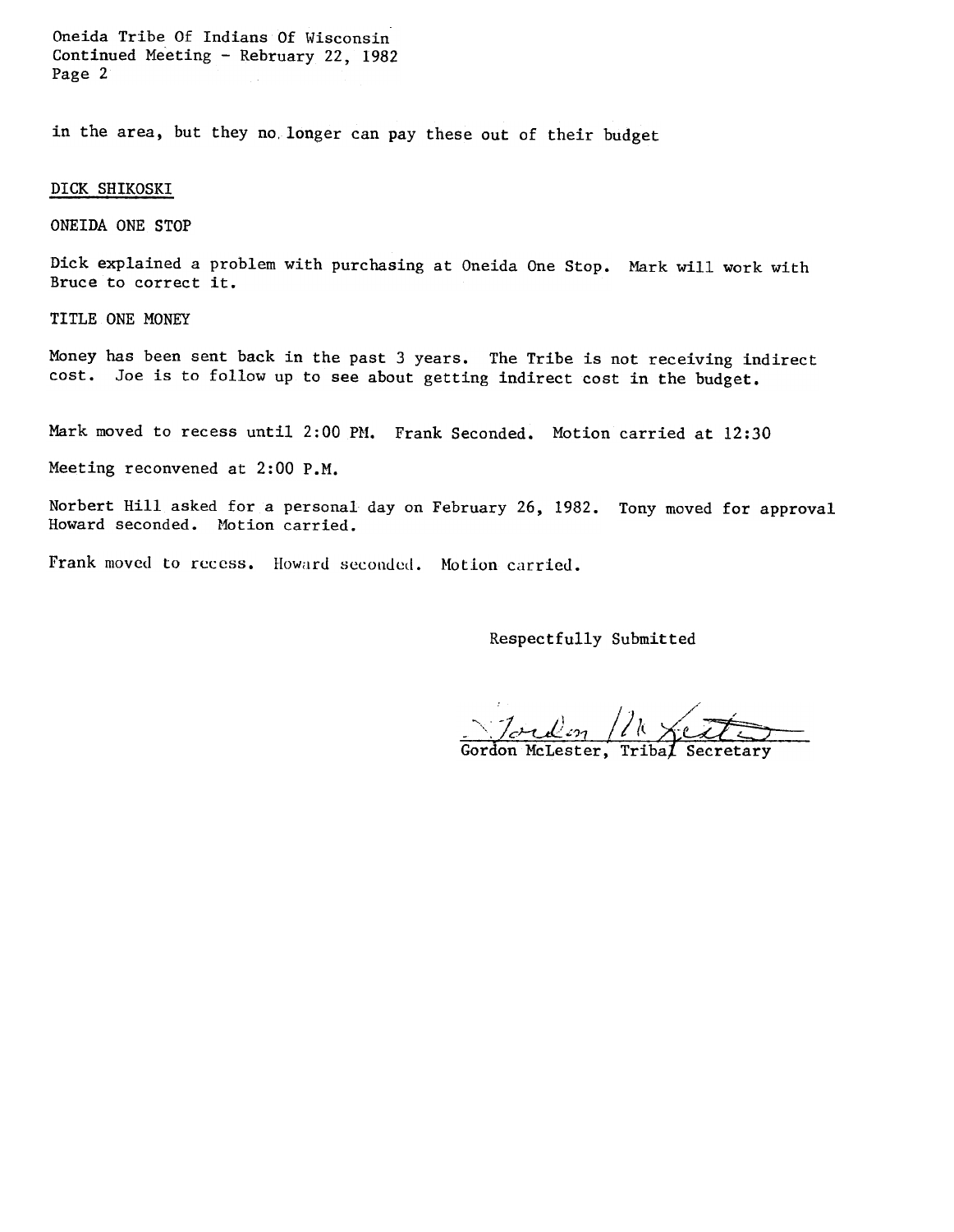in the area, but they no longer can pay these out of their budget

DICK SHIKOSKI

ONEIDA ONE STOP

Dick explained a problem with purchasing at Oneida One Stop. Mark will work with Bruce to correct it.

TITLE ONE MONEY

Money has been sent back in the past 3 years. The Tribe is not receiving indirect cost. Joe is to follow up to see about getting indirect cost in the budget.

Mark moved to recess until 2:00 PM. Frank Seconded. Motion carried at 12:30

Meeting reconvened at 2:00 P.M.

Norbert Hill asked for a personal day on February 26, 1982. Tony moved for approval Howard seconded. Motion carried.

Frank moved to recess. Howard seconded. Motion carried.

Respectfully Submitted

Gordon McLester, Tribal Secretary